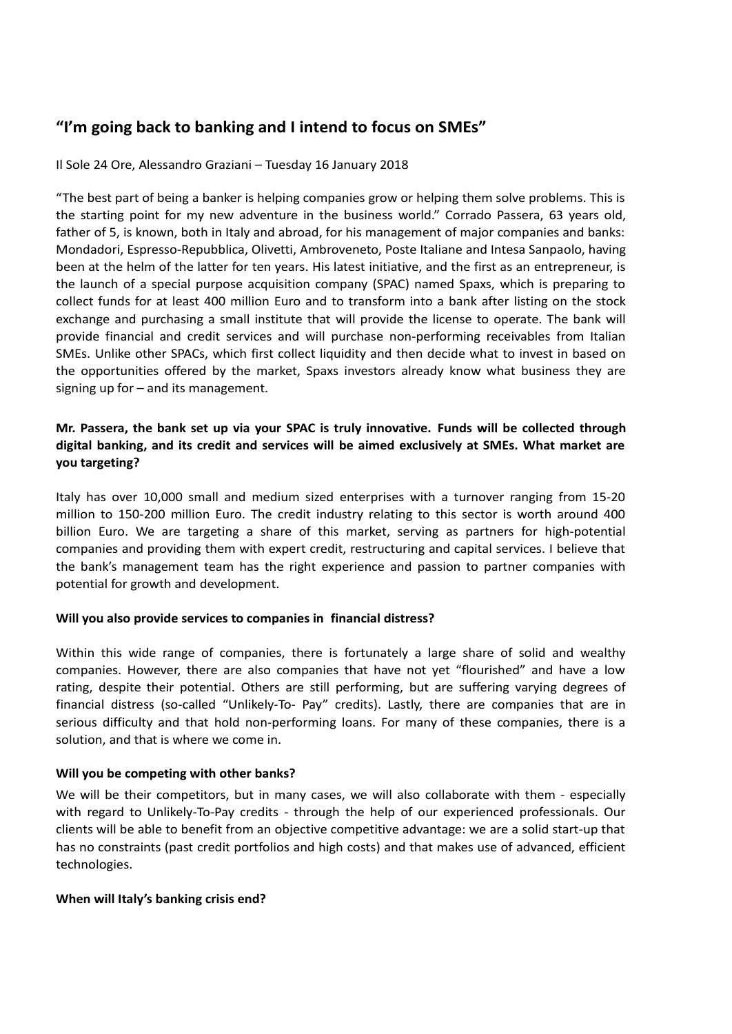# "I'm going back to banking and I intend to focus on SMEs"

Il Sole 24 Ore, Alessandro Graziani – Tuesday 16 January 2018

"The best part of being a banker is helping companies grow or helping them solve problems. This is the starting point for my new adventure in the business world." Corrado Passera, 63 years old, father of 5, is known, both in Italy and abroad, for his management of major companies and banks: Mondadori, Espresso-Repubblica, Olivetti, Ambroveneto, Poste Italiane and Intesa Sanpaolo, having been at the helm of the latter for ten years. His latest initiative, and the first as an entrepreneur, is the launch of a special purpose acquisition company (SPAC) named Spaxs, which is preparing to collect funds for at least 400 million Euro and to transform into a bank after listing on the stock exchange and purchasing a small institute that will provide the license to operate. The bank will provide financial and credit services and will purchase non-performing receivables from Italian SMEs. Unlike other SPACs, which first collect liquidity and then decide what to invest in based on the opportunities offered by the market, Spaxs investors already know what business they are signing up for – and its management.

**Mr. Passera, the bank set up via your SPAC is truly innovative. Funds will be collected through digital banking, and its credit and services will be aimed exclusively at SMEs. What market are you targeting?**

Italy has over 10,000 small and medium sized enterprises with a turnover ranging from 15-20 million to 150-200 million Euro. The credit industry relating to this sector is worth around 400 billion Euro. We are targeting a share of this market, serving as partners for high-potential companies and providing them with expert credit, restructuring and capital services. I believe that the bank's management team has the right experience and passion to partner companies with potential for growth and development.

**Will you also provide services to companies in financial distress?**

Within this wide range of companies, there is fortunately a large share of solid and wealthy companies. However, there are also companies that have not yet "flourished" and have a low rating, despite their potential. Others are still performing, but are suffering varying degrees of financial distress (so-called "Unlikely-To- Pay" credits). Lastly, there are companies that are in serious difficulty and that hold non-performing loans. For many of these companies, there is a solution, and that is where we come in.

**Will you be competing with other banks?**

We will be their competitors, but in many cases, we will also collaborate with them - especially with regard to Unlikely-To-Pay credits - through the help of our experienced professionals. Our clients will be able to benefit from an objective competitive advantage: we are a solid start-up that has no constraints (past credit portfolios and high costs) and that makes use of advanced, efficient technologies.

**When will Italy's banking crisis end?**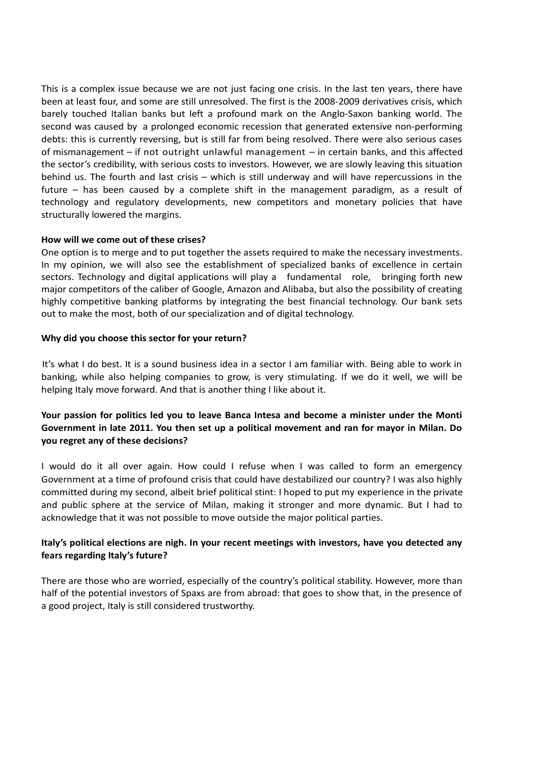This is a complex issue because we are not just facing one crisis. In the last ten years, there have been at least four, and some are still unresolved. The first is the 2008-2009 derivatives crisis, which barely touched Italian banks but left a profound mark on the Anglo-Saxon banking world. The second was caused by a prolonged economic recession that generated extensive non-performing debts: this is currently reversing, but is still far from being resolved. There were also serious cases of mismanagement – if not outright unlawful management – in certain banks, and this affected the sector's credibility, with serious costs to investors. However, we are slowly leaving this situation behind us. The fourth and last crisis – which is still underway and will have repercussions in the future – has been caused by a complete shift in the management paradigm, as a result of technology and regulatory developments, new competitors and monetary policies that have structurally lowered the margins.

**How will we come out of these crises?**

One option is to merge and to put together the assets required to make the necessary investments. In my opinion, we will also see the establishment of specialized banks of excellence in certain sectors. Technology and digital applications will play a fundamental role, bringing forth new major competitors of the caliber of Google, Amazon and Alibaba, but also the possibility of creating highly competitive banking platforms by integrating the best financial technology. Our bank sets out to make the most, both of our specialization and of digital technology.

**Why did you choose this sector for your return?**

It's what I do best. It is a sound business idea in a sector I am familiar with. Being able to work in banking, while also helping companies to grow, is very stimulating. If we do it well, we will be helping Italy move forward. And that is another thing I like about it.

**Your passion for politics led you to leave Banca Intesa and become a minister under the Monti Government in late 2011. You then set up a political movement and ran for mayor in Milan. Do you regret any of these decisions?**

I would do it all over again. How could I refuse when I was called to form an emergency Government at a time of profound crisis that could have destabilized our country? I was also highly committed during my second, albeit brief political stint: I hoped to put my experience in the private and public sphere at the service of Milan, making it stronger and more dynamic. But I had to acknowledge that it was not possible to move outside the major political parties.

**Italy's political elections are nigh. In your recent meetings with investors, have you detected any fears regarding Italy's future?**

There are those who are worried, especially of the country's political stability. However, more than half of the potential investors of Spaxs are from abroad: that goes to show that, in the presence of a good project, Italy is still considered trustworthy.